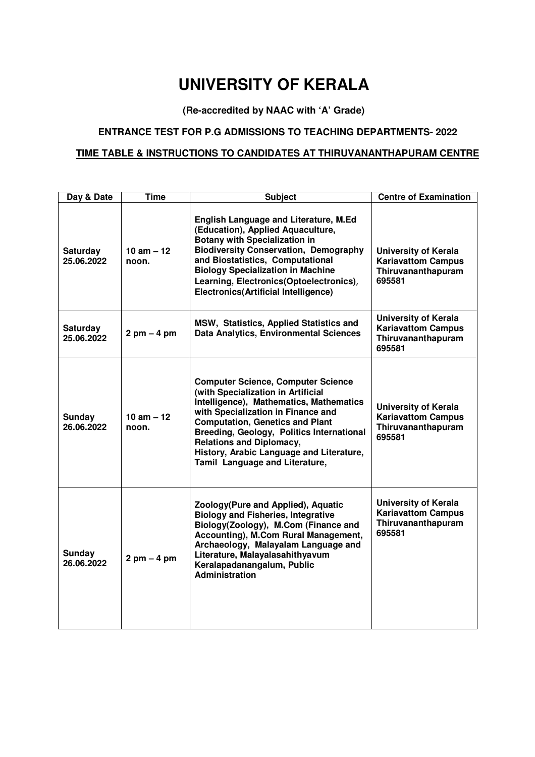# UNIVERSITY OF KERALA

**(Re-accredited by NAAC with 'A' Grade)**

**ENTRANCE TEST FOR P.G ADMISSIONS TO TEACHING DEPARTMENTS- 2022**

**TIME TABLE & INSTRUCTIONS TO CANDIDATES AT THIRUVANANTHAPURAM CENTRE**

| Day & Date | Time | Subject | Centre of Examination |
|---|---|---|---|
| **Saturday 25.06.2022** | **10 am – 12 noon.** | **English Language and Literature, M.Ed (Education), Applied Aquaculture, Botany with Specialization in Biodiversity Conservation, Demography and Biostatistics, Computational Biology Specialization in Machine Learning, Electronics(Optoelectronics), Electronics(Artificial Intelligence)** | **University of Kerala Kariavattom Campus Thiruvananthapuram 695581** |
| **Saturday 25.06.2022** | **2 pm – 4 pm** | **MSW, Statistics, Applied Statistics and Data Analytics, Environmental Sciences** | **University of Kerala Kariavattom Campus Thiruvananthapuram 695581** |
| **Sunday 26.06.2022** | **10 am – 12 noon.** | **Computer Science, Computer Science (with Specialization in Artificial Intelligence), Mathematics, Mathematics with Specialization in Finance and Computation, Genetics and Plant Breeding, Geology, Politics International Relations and Diplomacy, History, Arabic Language and Literature, Tamil Language and Literature,** | **University of Kerala Kariavattom Campus Thiruvananthapuram 695581** |
| **Sunday 26.06.2022** | **2 pm – 4 pm** | **Zoology(Pure and Applied), Aquatic Biology and Fisheries, Integrative Biology(Zoology), M.Com (Finance and Accounting), M.Com Rural Management, Archaeology, Malayalam Language and Literature, Malayalasahithyavum Keralapadanangalum, Public Administration** | **University of Kerala Kariavattom Campus Thiruvananthapuram 695581** |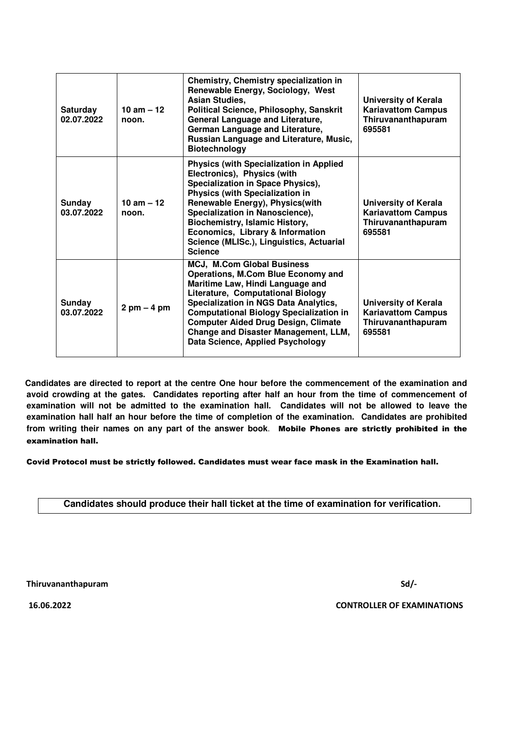| **Saturday 02.07.2022** | **10 am – 12 noon.** | **Chemistry, Chemistry specialization in Renewable Energy, Sociology, West Asian Studies, Political Science, Philosophy, Sanskrit General Language and Literature, German Language and Literature, Russian Language and Literature, Music, Biotechnology** | **University of Kerala Kariavattom Campus Thiruvananthapuram 695581** |
|---|---|---|---|
| **Sunday 03.07.2022** | **10 am – 12 noon.** | **Physics (with Specialization in Applied Electronics), Physics (with Specialization in Space Physics), Physics (with Specialization in Renewable Energy), Physics(with Specialization in Nanoscience), Biochemistry, Islamic History, Economics, Library & Information Science (MLISc.), Linguistics, Actuarial Science** | **University of Kerala Kariavattom Campus Thiruvananthapuram 695581** |
| **Sunday 03.07.2022** | **2 pm – 4 pm** | **MCJ, M.Com Global Business Operations, M.Com Blue Economy and Maritime Law, Hindi Language and Literature, Computational Biology Specialization in NGS Data Analytics, Computational Biology Specialization in Computer Aided Drug Design, Climate Change and Disaster Management, LLM, Data Science, Applied Psychology** | **University of Kerala Kariavattom Campus Thiruvananthapuram 695581** |

**Candidates are directed to report at the centre One hour before the commencement of the examination and avoid crowding at the gates. Candidates reporting after half an hour from the time of commencement of examination will not be admitted to the examination hall. Candidates will not be allowed to leave the examination hall half an hour before the time of completion of the examination. Candidates are prohibited from writing their names on any part of the answer book. Mobile Phones are strictly prohibited in the examination hall.**

**Covid Protocol must be strictly followed. Candidates must wear face mask in the Examination hall.**

**Candidates should produce their hall ticket at the time of examination for verification.**

**Thiruvananthapuram** **Sd/-**

**16.06.2022** **CONTROLLER OF EXAMINATIONS**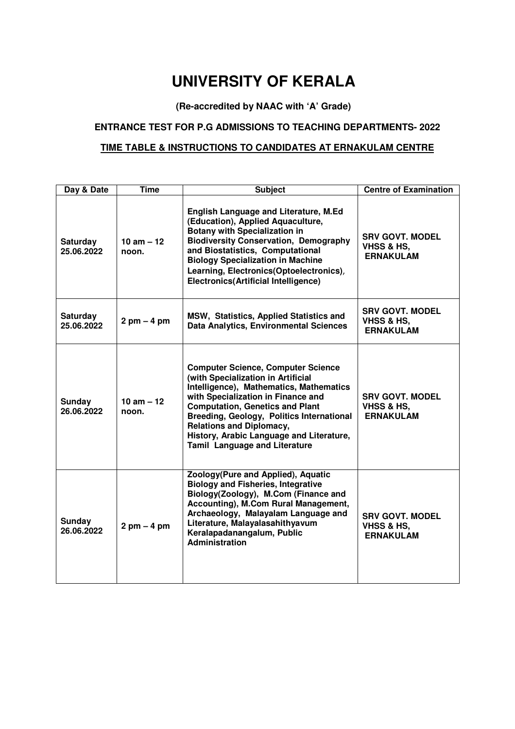# UNIVERSITY OF KERALA

**(Re-accredited by NAAC with 'A' Grade)**

**ENTRANCE TEST FOR P.G ADMISSIONS TO TEACHING DEPARTMENTS- 2022**

**TIME TABLE & INSTRUCTIONS TO CANDIDATES AT ERNAKULAM CENTRE**

| Day & Date | Time | Subject | Centre of Examination |
|---|---|---|---|
| **Saturday 25.06.2022** | **10 am – 12 noon.** | **English Language and Literature, M.Ed (Education), Applied Aquaculture, Botany with Specialization in Biodiversity Conservation, Demography and Biostatistics, Computational Biology Specialization in Machine Learning, Electronics(Optoelectronics), Electronics(Artificial Intelligence)** | **SRV GOVT. MODEL VHSS & HS, ERNAKULAM** |
| **Saturday 25.06.2022** | **2 pm – 4 pm** | **MSW, Statistics, Applied Statistics and Data Analytics, Environmental Sciences** | **SRV GOVT. MODEL VHSS & HS, ERNAKULAM** |
| **Sunday 26.06.2022** | **10 am – 12 noon.** | **Computer Science, Computer Science (with Specialization in Artificial Intelligence), Mathematics, Mathematics with Specialization in Finance and Computation, Genetics and Plant Breeding, Geology, Politics International Relations and Diplomacy, History, Arabic Language and Literature, Tamil Language and Literature** | **SRV GOVT. MODEL VHSS & HS, ERNAKULAM** |
| **Sunday 26.06.2022** | **2 pm – 4 pm** | **Zoology(Pure and Applied), Aquatic Biology and Fisheries, Integrative Biology(Zoology), M.Com (Finance and Accounting), M.Com Rural Management, Archaeology, Malayalam Language and Literature, Malayalasahithyavum Keralapadanangalum, Public Administration** | **SRV GOVT. MODEL VHSS & HS, ERNAKULAM** |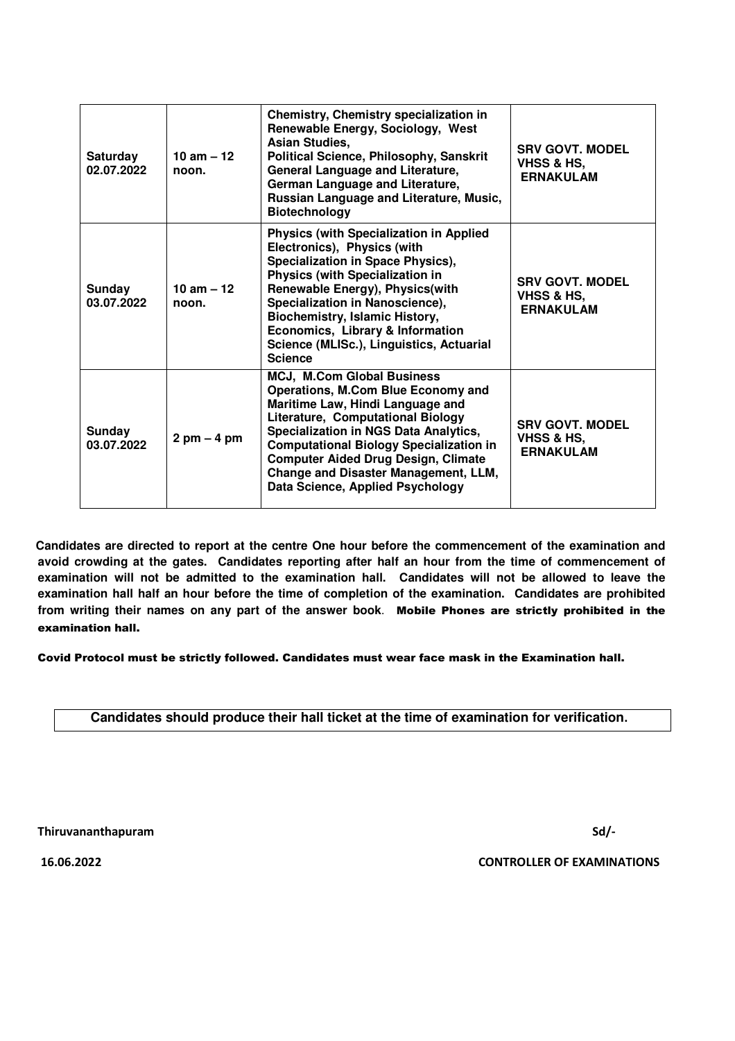| | | | |
|---|---|---|---|
| **Saturday 02.07.2022** | **10 am – 12 noon.** | **Chemistry, Chemistry specialization in Renewable Energy, Sociology, West Asian Studies, Political Science, Philosophy, Sanskrit General Language and Literature, German Language and Literature, Russian Language and Literature, Music, Biotechnology** | **SRV GOVT. MODEL VHSS & HS, ERNAKULAM** |
| **Sunday 03.07.2022** | **10 am – 12 noon.** | **Physics (with Specialization in Applied Electronics), Physics (with Specialization in Space Physics), Physics (with Specialization in Renewable Energy), Physics(with Specialization in Nanoscience), Biochemistry, Islamic History, Economics, Library & Information Science (MLISc.), Linguistics, Actuarial Science** | **SRV GOVT. MODEL VHSS & HS, ERNAKULAM** |
| **Sunday 03.07.2022** | **2 pm – 4 pm** | **MCJ, M.Com Global Business Operations, M.Com Blue Economy and Maritime Law, Hindi Language and Literature, Computational Biology Specialization in NGS Data Analytics, Computational Biology Specialization in Computer Aided Drug Design, Climate Change and Disaster Management, LLM, Data Science, Applied Psychology** | **SRV GOVT. MODEL VHSS & HS, ERNAKULAM** |

**Candidates are directed to report at the centre One hour before the commencement of the examination and avoid crowding at the gates. Candidates reporting after half an hour from the time of commencement of examination will not be admitted to the examination hall. Candidates will not be allowed to leave the examination hall half an hour before the time of completion of the examination. Candidates are prohibited from writing their names on any part of the answer book. Mobile Phones are strictly prohibited in the examination hall.**

**Covid Protocol must be strictly followed. Candidates must wear face mask in the Examination hall.**

**Candidates should produce their hall ticket at the time of examination for verification.**

**Thiruvananthapuram** **Sd/-**

**16.06.2022** **CONTROLLER OF EXAMINATIONS**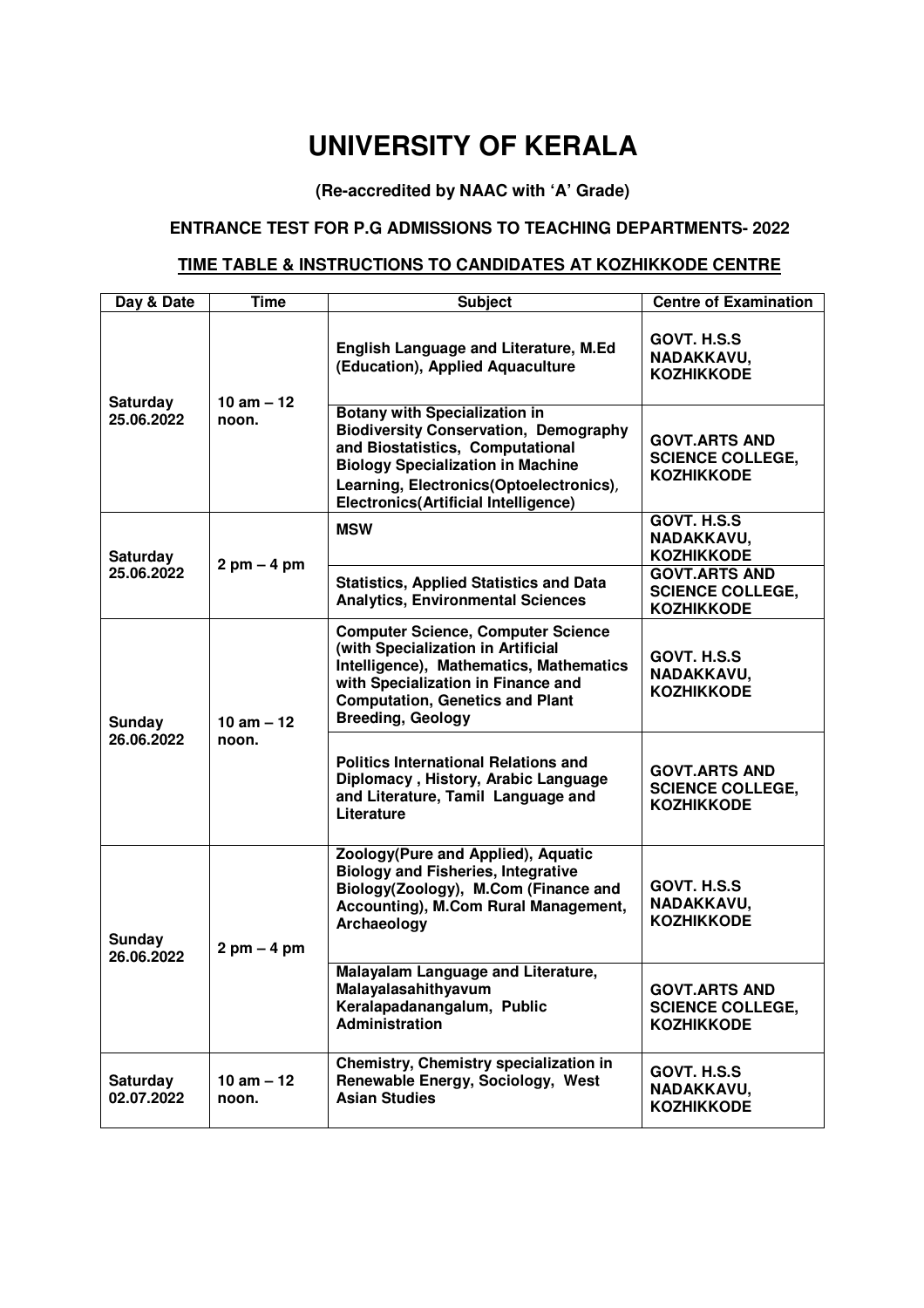# UNIVERSITY OF KERALA

**(Re-accredited by NAAC with 'A' Grade)**

**ENTRANCE TEST FOR P.G ADMISSIONS TO TEACHING DEPARTMENTS- 2022**

**TIME TABLE & INSTRUCTIONS TO CANDIDATES AT KOZHIKKODE CENTRE**

| Day & Date | Time | Subject | Centre of Examination |
|---|---|---|---|
| Saturday 25.06.2022 | 10 am – 12 noon. | English Language and Literature, M.Ed (Education), Applied Aquaculture | GOVT. H.S.S NADAKKAVU, KOZHIKKODE |
| | | Botany with Specialization in Biodiversity Conservation, Demography and Biostatistics, Computational Biology Specialization in Machine Learning, Electronics(Optoelectronics), Electronics(Artificial Intelligence) | GOVT.ARTS AND SCIENCE COLLEGE, KOZHIKKODE |
| Saturday 25.06.2022 | 2 pm – 4 pm | MSW | GOVT. H.S.S NADAKKAVU, KOZHIKKODE |
| | | Statistics, Applied Statistics and Data Analytics, Environmental Sciences | GOVT.ARTS AND SCIENCE COLLEGE, KOZHIKKODE |
| Sunday 26.06.2022 | 10 am – 12 noon. | Computer Science, Computer Science (with Specialization in Artificial Intelligence), Mathematics, Mathematics with Specialization in Finance and Computation, Genetics and Plant Breeding, Geology | GOVT. H.S.S NADAKKAVU, KOZHIKKODE |
| | | Politics International Relations and Diplomacy , History, Arabic Language and Literature, Tamil Language and Literature | GOVT.ARTS AND SCIENCE COLLEGE, KOZHIKKODE |
| Sunday 26.06.2022 | 2 pm – 4 pm | Zoology(Pure and Applied), Aquatic Biology and Fisheries, Integrative Biology(Zoology), M.Com (Finance and Accounting), M.Com Rural Management, Archaeology | GOVT. H.S.S NADAKKAVU, KOZHIKKODE |
| | | Malayalam Language and Literature, Malayalasahithyavum Keralapadanangalum, Public Administration | GOVT.ARTS AND SCIENCE COLLEGE, KOZHIKKODE |
| Saturday 02.07.2022 | 10 am – 12 noon. | Chemistry, Chemistry specialization in Renewable Energy, Sociology, West Asian Studies | GOVT. H.S.S NADAKKAVU, KOZHIKKODE |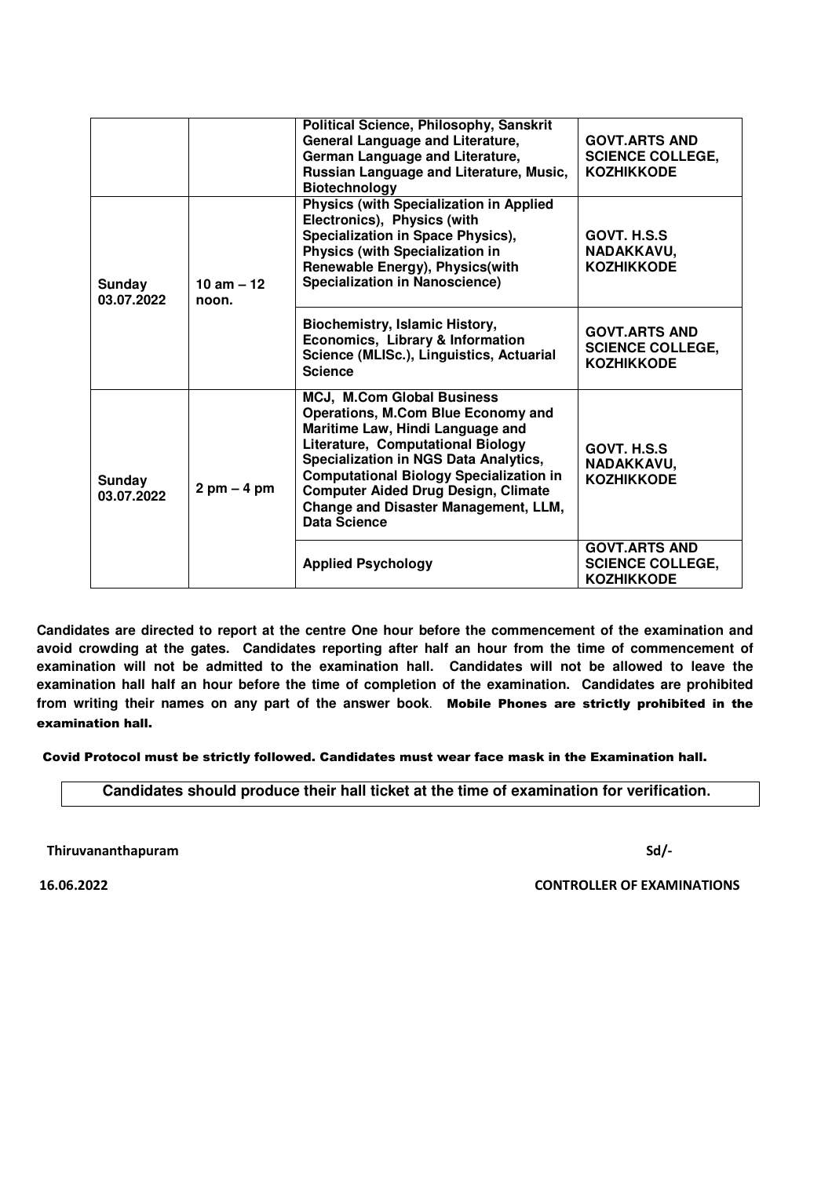| | | | |
|---|---|---|---|
| | | **Political Science, Philosophy, Sanskrit General Language and Literature, German Language and Literature, Russian Language and Literature, Music, Biotechnology** | **GOVT.ARTS AND SCIENCE COLLEGE, KOZHIKKODE** |
| **Sunday 03.07.2022** | **10 am – 12 noon.** | **Physics (with Specialization in Applied Electronics), Physics (with Specialization in Space Physics), Physics (with Specialization in Renewable Energy), Physics(with Specialization in Nanoscience)** | **GOVT. H.S.S NADAKKAVU, KOZHIKKODE** |
| | | **Biochemistry, Islamic History, Economics, Library & Information Science (MLISc.), Linguistics, Actuarial Science** | **GOVT.ARTS AND SCIENCE COLLEGE, KOZHIKKODE** |
| **Sunday 03.07.2022** | **2 pm – 4 pm** | **MCJ, M.Com Global Business Operations, M.Com Blue Economy and Maritime Law, Hindi Language and Literature, Computational Biology Specialization in NGS Data Analytics, Computational Biology Specialization in Computer Aided Drug Design, Climate Change and Disaster Management, LLM, Data Science** | **GOVT. H.S.S NADAKKAVU, KOZHIKKODE** |
| | | **Applied Psychology** | **GOVT.ARTS AND SCIENCE COLLEGE, KOZHIKKODE** |

**Candidates are directed to report at the centre One hour before the commencement of the examination and avoid crowding at the gates. Candidates reporting after half an hour from the time of commencement of examination will not be admitted to the examination hall. Candidates will not be allowed to leave the examination hall half an hour before the time of completion of the examination. Candidates are prohibited from writing their names on any part of the answer book. Mobile Phones are strictly prohibited in the examination hall.**

**Covid Protocol must be strictly followed. Candidates must wear face mask in the Examination hall.**

**Candidates should produce their hall ticket at the time of examination for verification.**

**Thiruvananthapuram** 

**16.06.2022**

**Sd/-**

**CONTROLLER OF EXAMINATIONS**